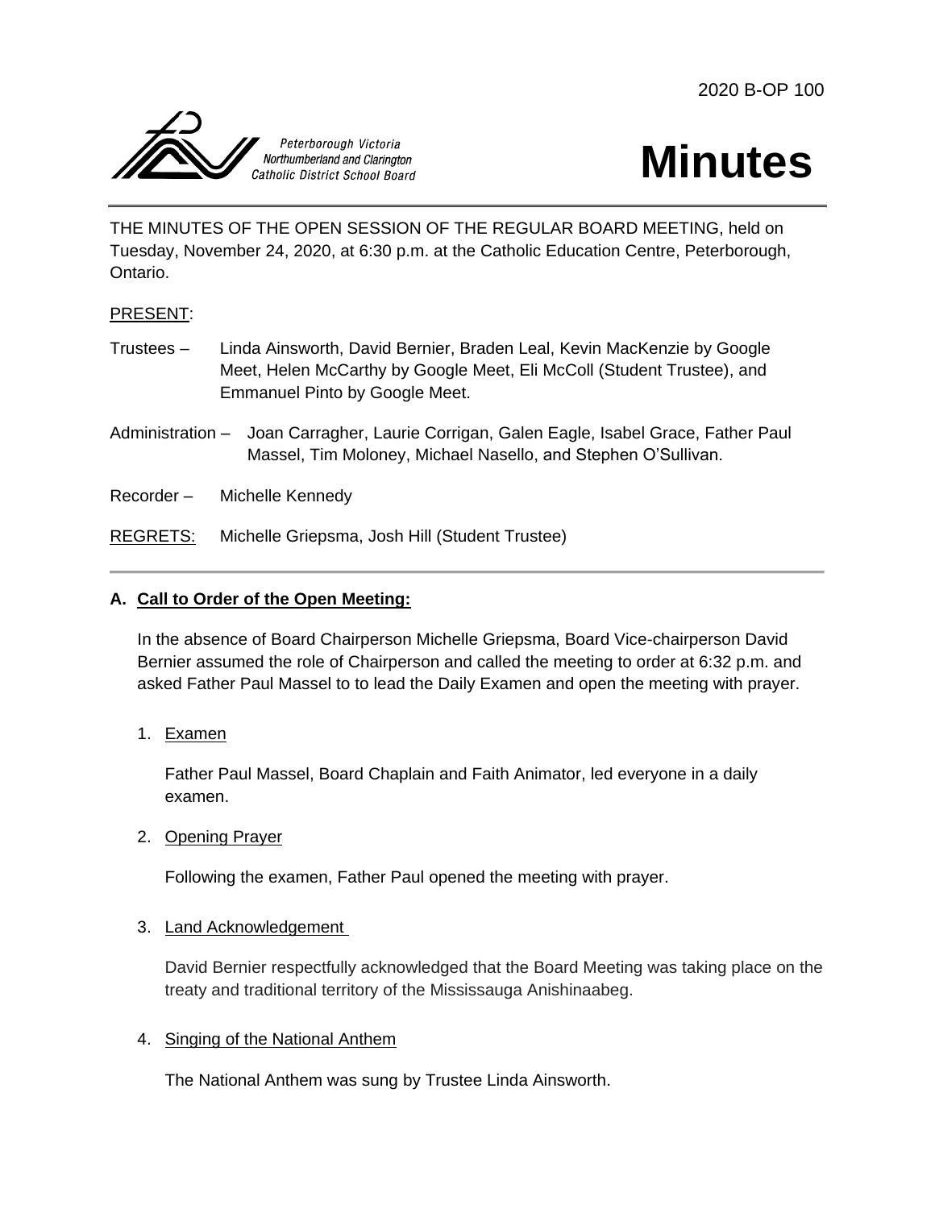2020 B-OP 100

Peterborough Victoria Northumberland and Clarington Catholic District School Board

# Minutes

THE MINUTES OF THE OPEN SESSION OF THE REGULAR BOARD MEETING, held on Tuesday, November 24, 2020, at 6:30 p.m. at the Catholic Education Centre, Peterborough, Ontario.

PRESENT:

Trustees – Linda Ainsworth, David Bernier, Braden Leal, Kevin MacKenzie by Google Meet, Helen McCarthy by Google Meet, Eli McColl (Student Trustee), and Emmanuel Pinto by Google Meet.

Administration – Joan Carragher, Laurie Corrigan, Galen Eagle, Isabel Grace, Father Paul Massel, Tim Moloney, Michael Nasello, and Stephen O'Sullivan.

Recorder – Michelle Kennedy

REGRETS: Michelle Griepsma, Josh Hill (Student Trustee)

---

### A. Call to Order of the Open Meeting:

In the absence of Board Chairperson Michelle Griepsma, Board Vice-chairperson David Bernier assumed the role of Chairperson and called the meeting to order at 6:32 p.m. and asked Father Paul Massel to to lead the Daily Examen and open the meeting with prayer.

1. Examen

   Father Paul Massel, Board Chaplain and Faith Animator, led everyone in a daily examen.

2. Opening Prayer

   Following the examen, Father Paul opened the meeting with prayer.

3. Land Acknowledgement

   David Bernier respectfully acknowledged that the Board Meeting was taking place on the treaty and traditional territory of the Mississauga Anishinaabeg.

4. Singing of the National Anthem

   The National Anthem was sung by Trustee Linda Ainsworth.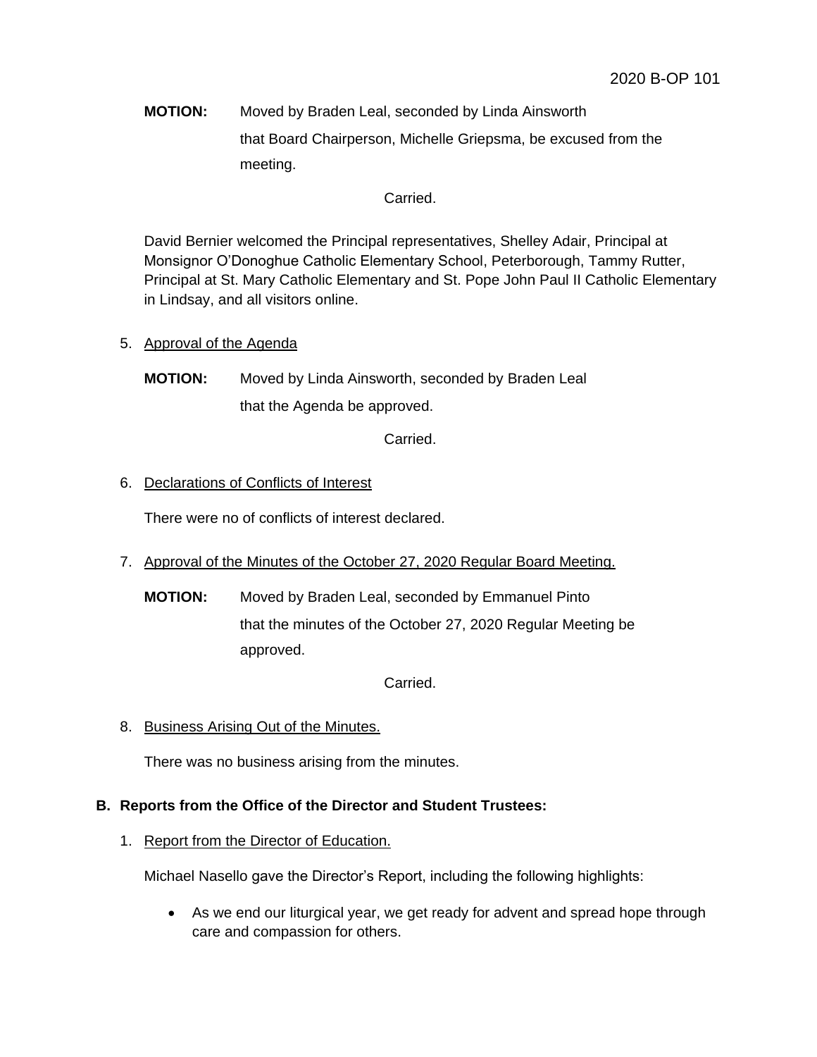**MOTION:** Moved by Braden Leal, seconded by Linda Ainsworth that Board Chairperson, Michelle Griepsma, be excused from the meeting.

Carried.

David Bernier welcomed the Principal representatives, Shelley Adair, Principal at Monsignor O'Donoghue Catholic Elementary School, Peterborough, Tammy Rutter, Principal at St. Mary Catholic Elementary and St. Pope John Paul II Catholic Elementary in Lindsay, and all visitors online.

5. Approval of the Agenda

   **MOTION:** Moved by Linda Ainsworth, seconded by Braden Leal that the Agenda be approved.

   Carried.

6. Declarations of Conflicts of Interest

   There were no of conflicts of interest declared.

7. Approval of the Minutes of the October 27, 2020 Regular Board Meeting.

   **MOTION:** Moved by Braden Leal, seconded by Emmanuel Pinto that the minutes of the October 27, 2020 Regular Meeting be approved.

   Carried.

8. Business Arising Out of the Minutes.

   There was no business arising from the minutes.

**B. Reports from the Office of the Director and Student Trustees:**

1. Report from the Director of Education.

   Michael Nasello gave the Director's Report, including the following highlights:

   - As we end our liturgical year, we get ready for advent and spread hope through care and compassion for others.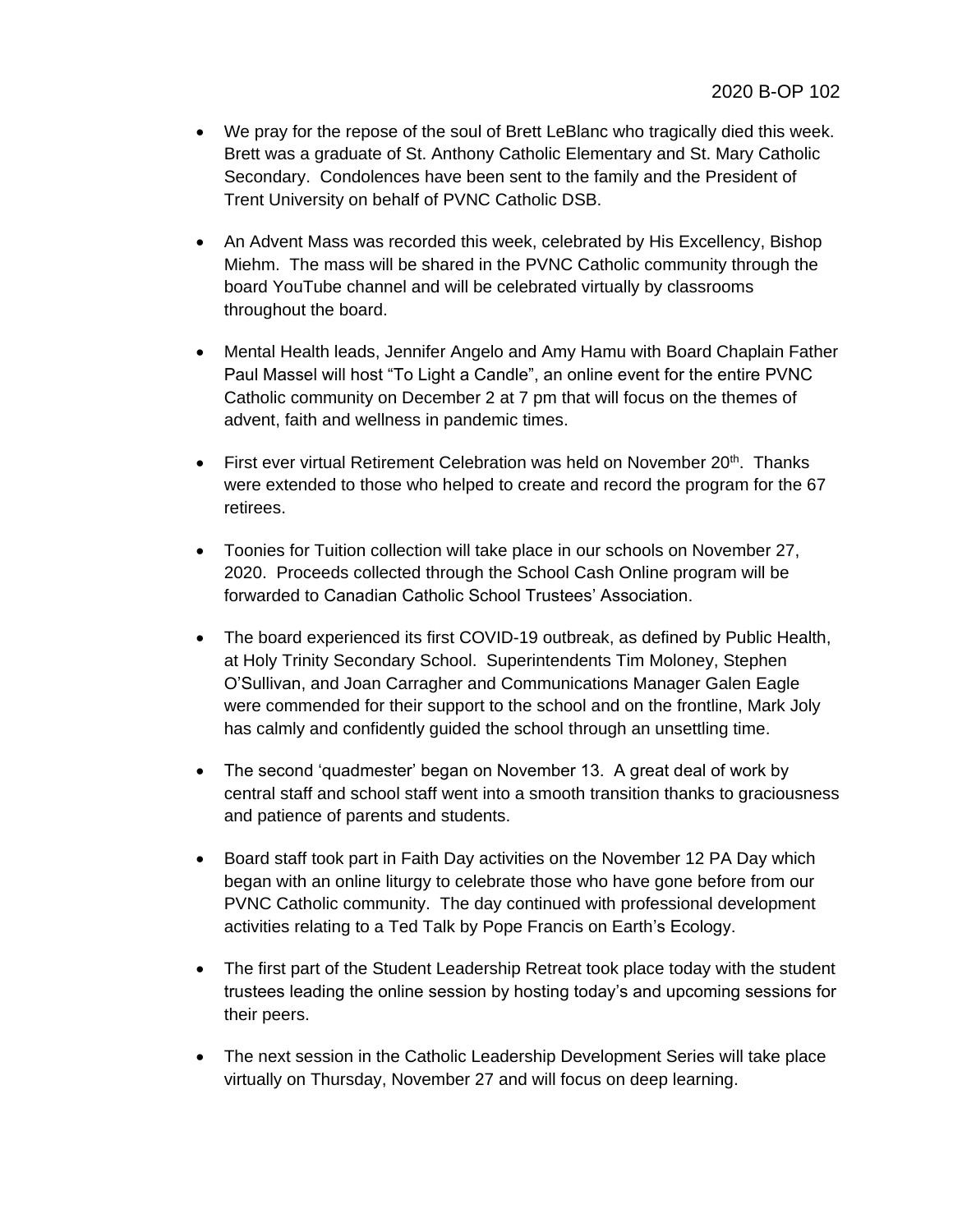- We pray for the repose of the soul of Brett LeBlanc who tragically died this week. Brett was a graduate of St. Anthony Catholic Elementary and St. Mary Catholic Secondary. Condolences have been sent to the family and the President of Trent University on behalf of PVNC Catholic DSB.

- An Advent Mass was recorded this week, celebrated by His Excellency, Bishop Miehm. The mass will be shared in the PVNC Catholic community through the board YouTube channel and will be celebrated virtually by classrooms throughout the board.

- Mental Health leads, Jennifer Angelo and Amy Hamu with Board Chaplain Father Paul Massel will host "To Light a Candle", an online event for the entire PVNC Catholic community on December 2 at 7 pm that will focus on the themes of advent, faith and wellness in pandemic times.

- First ever virtual Retirement Celebration was held on November 20th. Thanks were extended to those who helped to create and record the program for the 67 retirees.

- Toonies for Tuition collection will take place in our schools on November 27, 2020. Proceeds collected through the School Cash Online program will be forwarded to Canadian Catholic School Trustees' Association.

- The board experienced its first COVID-19 outbreak, as defined by Public Health, at Holy Trinity Secondary School. Superintendents Tim Moloney, Stephen O'Sullivan, and Joan Carragher and Communications Manager Galen Eagle were commended for their support to the school and on the frontline, Mark Joly has calmly and confidently guided the school through an unsettling time.

- The second 'quadmester' began on November 13. A great deal of work by central staff and school staff went into a smooth transition thanks to graciousness and patience of parents and students.

- Board staff took part in Faith Day activities on the November 12 PA Day which began with an online liturgy to celebrate those who have gone before from our PVNC Catholic community. The day continued with professional development activities relating to a Ted Talk by Pope Francis on Earth's Ecology.

- The first part of the Student Leadership Retreat took place today with the student trustees leading the online session by hosting today's and upcoming sessions for their peers.

- The next session in the Catholic Leadership Development Series will take place virtually on Thursday, November 27 and will focus on deep learning.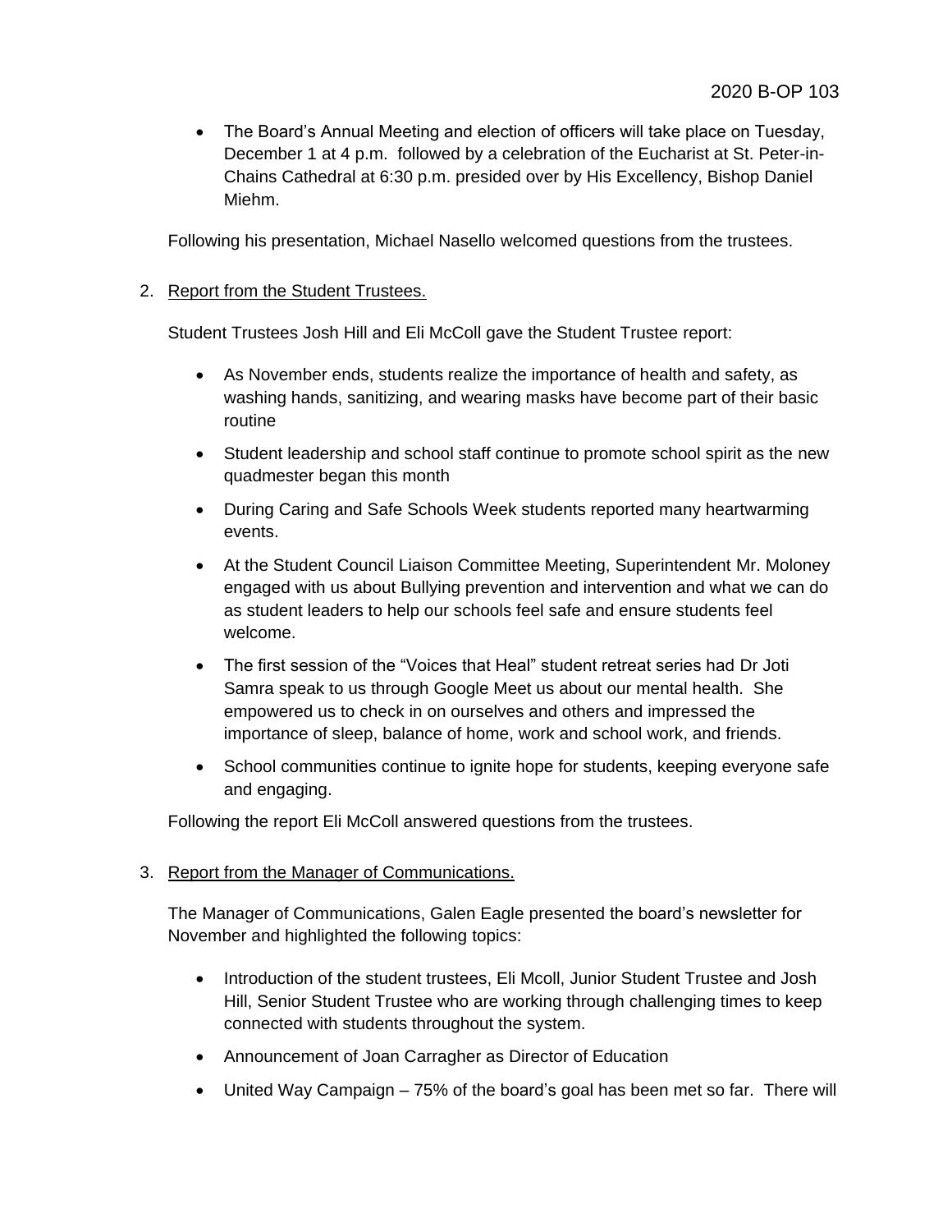- The Board's Annual Meeting and election of officers will take place on Tuesday, December 1 at 4 p.m. followed by a celebration of the Eucharist at St. Peter-in-Chains Cathedral at 6:30 p.m. presided over by His Excellency, Bishop Daniel Miehm.

Following his presentation, Michael Nasello welcomed questions from the trustees.

2. Report from the Student Trustees.

   Student Trustees Josh Hill and Eli McColl gave the Student Trustee report:

   - As November ends, students realize the importance of health and safety, as washing hands, sanitizing, and wearing masks have become part of their basic routine
   - Student leadership and school staff continue to promote school spirit as the new quadmester began this month
   - During Caring and Safe Schools Week students reported many heartwarming events.
   - At the Student Council Liaison Committee Meeting, Superintendent Mr. Moloney engaged with us about Bullying prevention and intervention and what we can do as student leaders to help our schools feel safe and ensure students feel welcome.
   - The first session of the "Voices that Heal" student retreat series had Dr Joti Samra speak to us through Google Meet us about our mental health. She empowered us to check in on ourselves and others and impressed the importance of sleep, balance of home, work and school work, and friends.
   - School communities continue to ignite hope for students, keeping everyone safe and engaging.

   Following the report Eli McColl answered questions from the trustees.

3. Report from the Manager of Communications.

   The Manager of Communications, Galen Eagle presented the board's newsletter for November and highlighted the following topics:

   - Introduction of the student trustees, Eli Mcoll, Junior Student Trustee and Josh Hill, Senior Student Trustee who are working through challenging times to keep connected with students throughout the system.
   - Announcement of Joan Carragher as Director of Education
   - United Way Campaign – 75% of the board's goal has been met so far. There will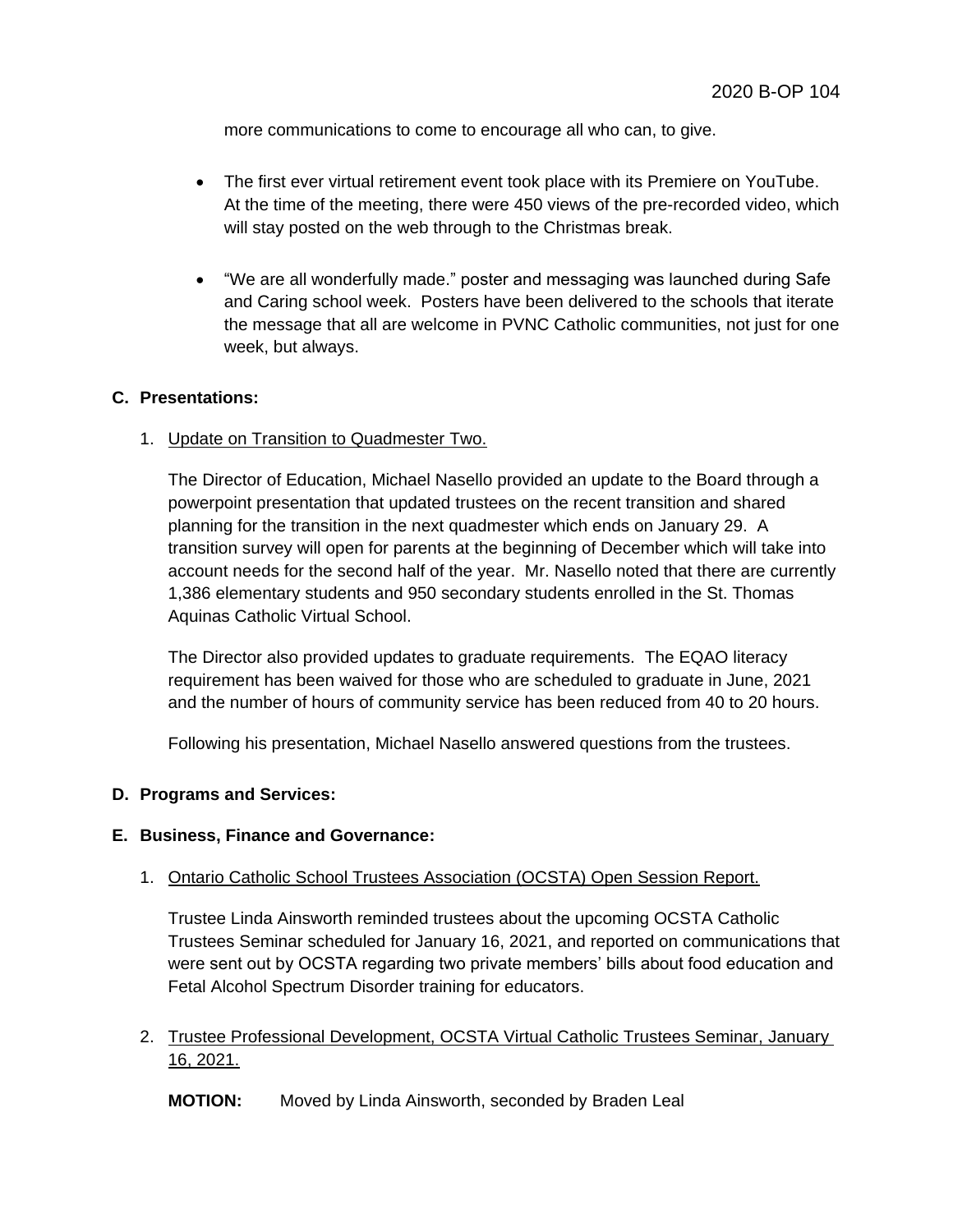more communications to come to encourage all who can, to give.

- The first ever virtual retirement event took place with its Premiere on YouTube. At the time of the meeting, there were 450 views of the pre-recorded video, which will stay posted on the web through to the Christmas break.

- "We are all wonderfully made." poster and messaging was launched during Safe and Caring school week. Posters have been delivered to the schools that iterate the message that all are welcome in PVNC Catholic communities, not just for one week, but always.

**C. Presentations:**

1. Update on Transition to Quadmester Two.

   The Director of Education, Michael Nasello provided an update to the Board through a powerpoint presentation that updated trustees on the recent transition and shared planning for the transition in the next quadmester which ends on January 29. A transition survey will open for parents at the beginning of December which will take into account needs for the second half of the year. Mr. Nasello noted that there are currently 1,386 elementary students and 950 secondary students enrolled in the St. Thomas Aquinas Catholic Virtual School.

   The Director also provided updates to graduate requirements. The EQAO literacy requirement has been waived for those who are scheduled to graduate in June, 2021 and the number of hours of community service has been reduced from 40 to 20 hours.

   Following his presentation, Michael Nasello answered questions from the trustees.

**D. Programs and Services:**

**E. Business, Finance and Governance:**

1. Ontario Catholic School Trustees Association (OCSTA) Open Session Report.

   Trustee Linda Ainsworth reminded trustees about the upcoming OCSTA Catholic Trustees Seminar scheduled for January 16, 2021, and reported on communications that were sent out by OCSTA regarding two private members' bills about food education and Fetal Alcohol Spectrum Disorder training for educators.

2. Trustee Professional Development, OCSTA Virtual Catholic Trustees Seminar, January 16, 2021.

   **MOTION:** Moved by Linda Ainsworth, seconded by Braden Leal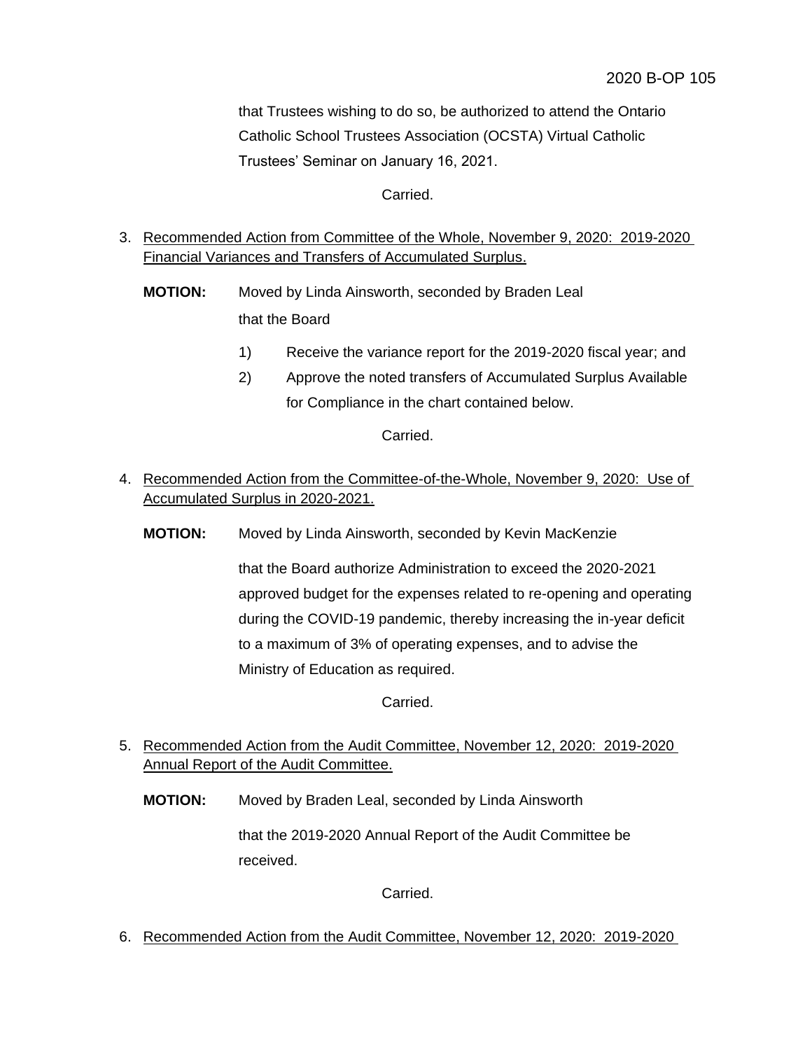that Trustees wishing to do so, be authorized to attend the Ontario Catholic School Trustees Association (OCSTA) Virtual Catholic Trustees' Seminar on January 16, 2021.

Carried.

3. Recommended Action from Committee of the Whole, November 9, 2020: 2019-2020 Financial Variances and Transfers of Accumulated Surplus.

**MOTION:** Moved by Linda Ainsworth, seconded by Braden Leal

that the Board

1) Receive the variance report for the 2019-2020 fiscal year; and
2) Approve the noted transfers of Accumulated Surplus Available for Compliance in the chart contained below.

Carried.

4. Recommended Action from the Committee-of-the-Whole, November 9, 2020: Use of Accumulated Surplus in 2020-2021.

**MOTION:** Moved by Linda Ainsworth, seconded by Kevin MacKenzie

that the Board authorize Administration to exceed the 2020-2021 approved budget for the expenses related to re-opening and operating during the COVID-19 pandemic, thereby increasing the in-year deficit to a maximum of 3% of operating expenses, and to advise the Ministry of Education as required.

Carried.

5. Recommended Action from the Audit Committee, November 12, 2020: 2019-2020 Annual Report of the Audit Committee.

**MOTION:** Moved by Braden Leal, seconded by Linda Ainsworth

that the 2019-2020 Annual Report of the Audit Committee be received.

Carried.

6. Recommended Action from the Audit Committee, November 12, 2020: 2019-2020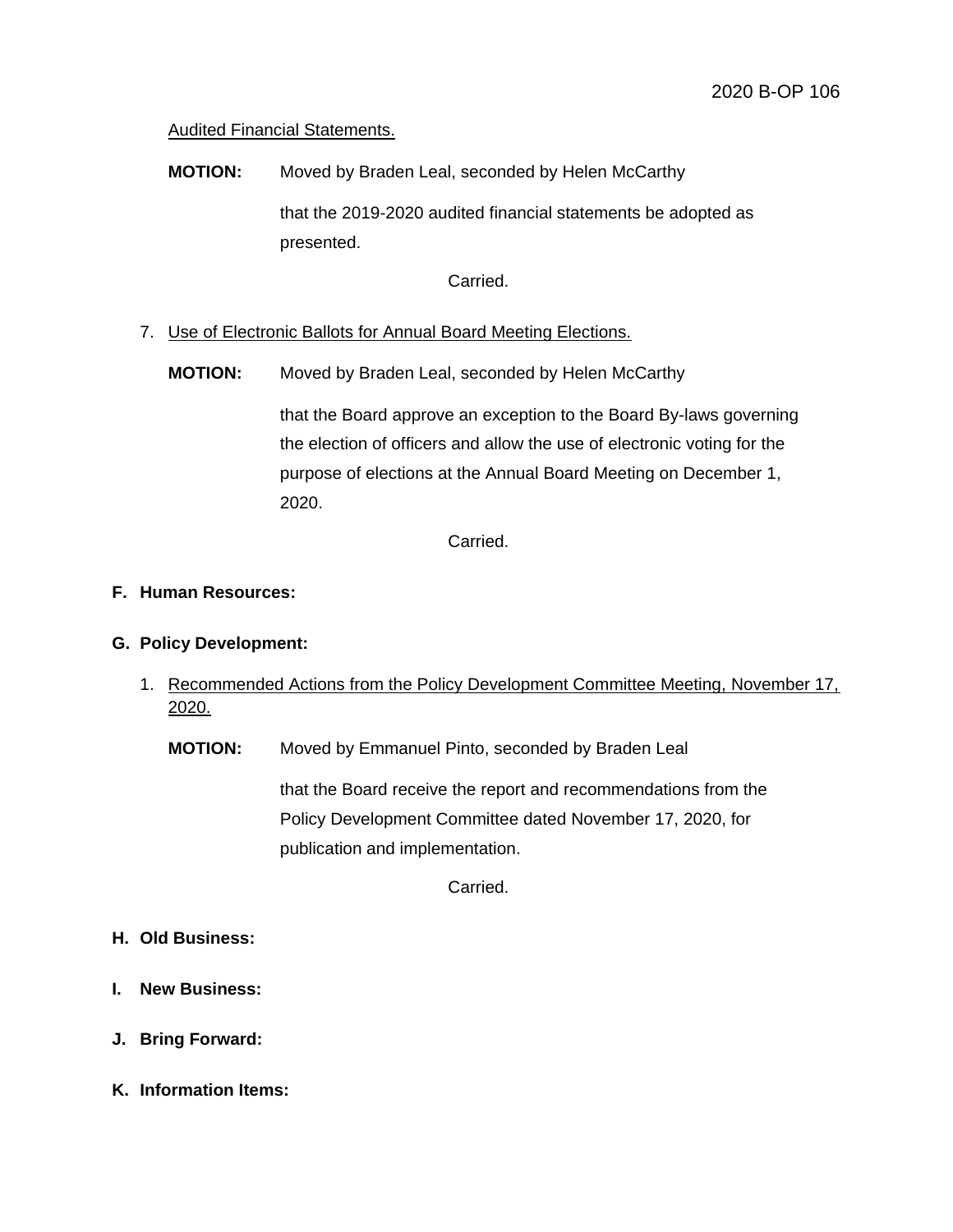Audited Financial Statements.

**MOTION:** Moved by Braden Leal, seconded by Helen McCarthy

that the 2019-2020 audited financial statements be adopted as presented.

Carried.

7. Use of Electronic Ballots for Annual Board Meeting Elections.

**MOTION:** Moved by Braden Leal, seconded by Helen McCarthy

that the Board approve an exception to the Board By-laws governing the election of officers and allow the use of electronic voting for the purpose of elections at the Annual Board Meeting on December 1, 2020.

Carried.

**F. Human Resources:**

**G. Policy Development:**

1. Recommended Actions from the Policy Development Committee Meeting, November 17, 2020.

**MOTION:** Moved by Emmanuel Pinto, seconded by Braden Leal

that the Board receive the report and recommendations from the Policy Development Committee dated November 17, 2020, for publication and implementation.

Carried.

**H. Old Business:**

**I. New Business:**

**J. Bring Forward:**

**K. Information Items:**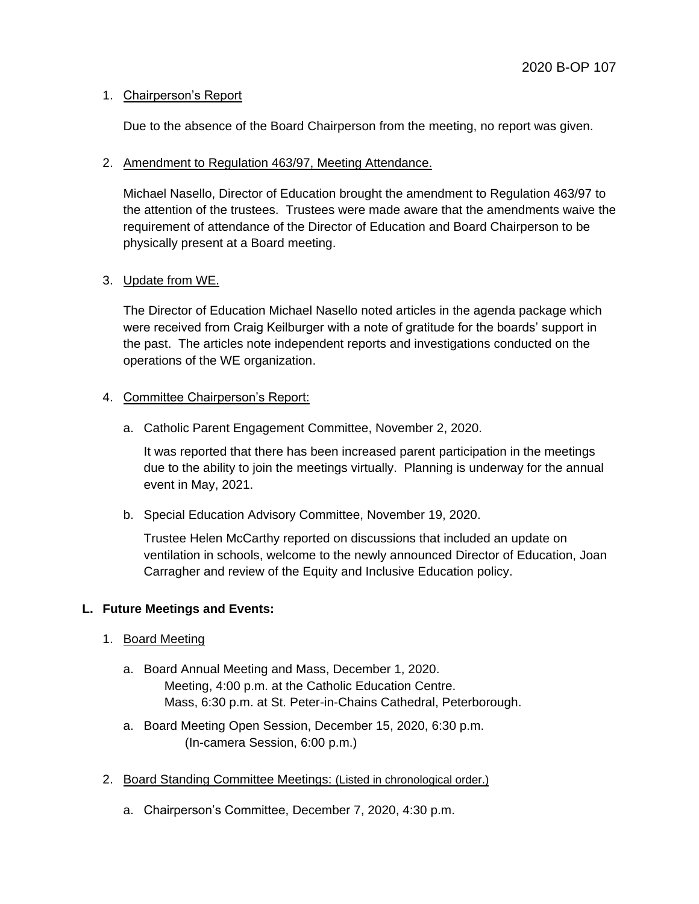1. Chairperson's Report

   Due to the absence of the Board Chairperson from the meeting, no report was given.

2. Amendment to Regulation 463/97, Meeting Attendance.

   Michael Nasello, Director of Education brought the amendment to Regulation 463/97 to the attention of the trustees. Trustees were made aware that the amendments waive the requirement of attendance of the Director of Education and Board Chairperson to be physically present at a Board meeting.

3. Update from WE.

   The Director of Education Michael Nasello noted articles in the agenda package which were received from Craig Keilburger with a note of gratitude for the boards' support in the past. The articles note independent reports and investigations conducted on the operations of the WE organization.

4. Committee Chairperson's Report:

   a. Catholic Parent Engagement Committee, November 2, 2020.

      It was reported that there has been increased parent participation in the meetings due to the ability to join the meetings virtually. Planning is underway for the annual event in May, 2021.

   b. Special Education Advisory Committee, November 19, 2020.

      Trustee Helen McCarthy reported on discussions that included an update on ventilation in schools, welcome to the newly announced Director of Education, Joan Carragher and review of the Equity and Inclusive Education policy.

**L. Future Meetings and Events:**

1. Board Meeting

   a. Board Annual Meeting and Mass, December 1, 2020.
      Meeting, 4:00 p.m. at the Catholic Education Centre.
      Mass, 6:30 p.m. at St. Peter-in-Chains Cathedral, Peterborough.

   a. Board Meeting Open Session, December 15, 2020, 6:30 p.m.
      (In-camera Session, 6:00 p.m.)

2. Board Standing Committee Meetings: (Listed in chronological order.)

   a. Chairperson's Committee, December 7, 2020, 4:30 p.m.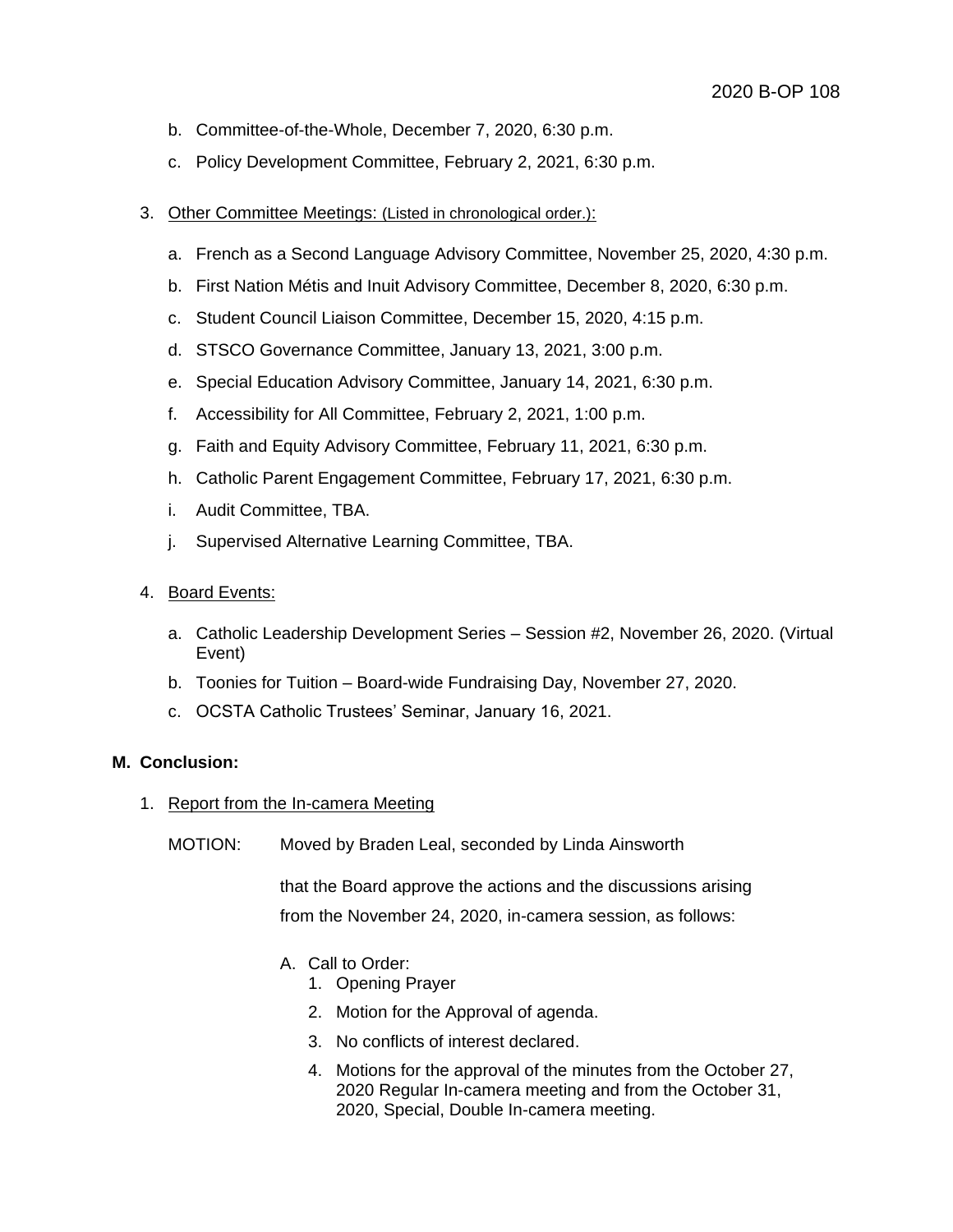b. Committee-of-the-Whole, December 7, 2020, 6:30 p.m.

c. Policy Development Committee, February 2, 2021, 6:30 p.m.

3. Other Committee Meetings: (Listed in chronological order.):

   a. French as a Second Language Advisory Committee, November 25, 2020, 4:30 p.m.

   b. First Nation Métis and Inuit Advisory Committee, December 8, 2020, 6:30 p.m.

   c. Student Council Liaison Committee, December 15, 2020, 4:15 p.m.

   d. STSCO Governance Committee, January 13, 2021, 3:00 p.m.

   e. Special Education Advisory Committee, January 14, 2021, 6:30 p.m.

   f. Accessibility for All Committee, February 2, 2021, 1:00 p.m.

   g. Faith and Equity Advisory Committee, February 11, 2021, 6:30 p.m.

   h. Catholic Parent Engagement Committee, February 17, 2021, 6:30 p.m.

   i. Audit Committee, TBA.

   j. Supervised Alternative Learning Committee, TBA.

4. Board Events:

   a. Catholic Leadership Development Series – Session #2, November 26, 2020. (Virtual Event)

   b. Toonies for Tuition – Board-wide Fundraising Day, November 27, 2020.

   c. OCSTA Catholic Trustees' Seminar, January 16, 2021.

**M. Conclusion:**

1. Report from the In-camera Meeting

   MOTION: Moved by Braden Leal, seconded by Linda Ainsworth

   that the Board approve the actions and the discussions arising from the November 24, 2020, in-camera session, as follows:

   A. Call to Order:
      1. Opening Prayer
      2. Motion for the Approval of agenda.
      3. No conflicts of interest declared.
      4. Motions for the approval of the minutes from the October 27, 2020 Regular In-camera meeting and from the October 31, 2020, Special, Double In-camera meeting.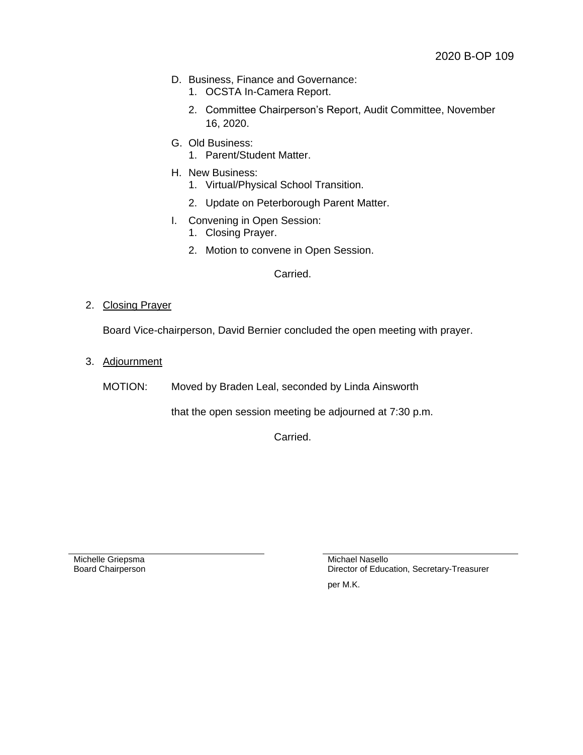D. Business, Finance and Governance:
   1. OCSTA In-Camera Report.
   2. Committee Chairperson's Report, Audit Committee, November 16, 2020.

G. Old Business:
   1. Parent/Student Matter.

H. New Business:
   1. Virtual/Physical School Transition.
   2. Update on Peterborough Parent Matter.

I. Convening in Open Session:
   1. Closing Prayer.
   2. Motion to convene in Open Session.

Carried.

2. Closing Prayer

Board Vice-chairperson, David Bernier concluded the open meeting with prayer.

3. Adjournment

MOTION: Moved by Braden Leal, seconded by Linda Ainsworth

that the open session meeting be adjourned at 7:30 p.m.

Carried.

Michelle Griepsma
Board Chairperson

Michael Nasello
Director of Education, Secretary-Treasurer

per M.K.